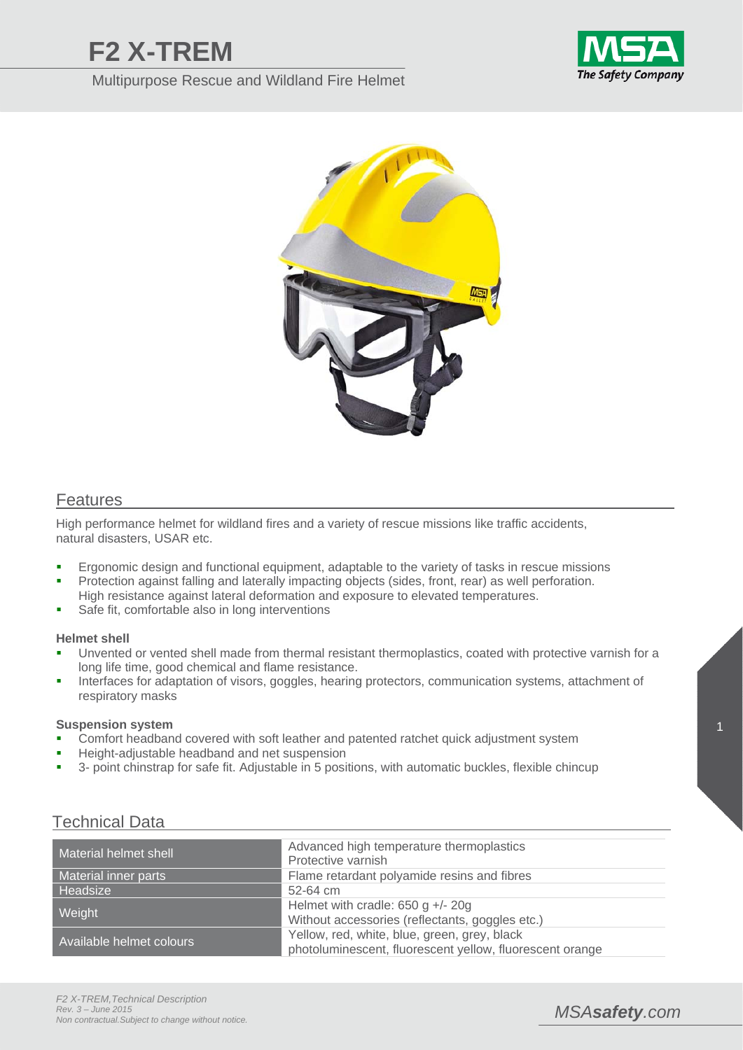# F2 X-TREM

Multipurpose Rescue and Wildland Fire Helmet

## Features

High performance helmet for wildland fires and a variety of rescue missions like traffic accidents, natural disasters, USAR etc.

- Ergonomic design and functional equipment, adaptable to the variety of tasks in rescue missions
- Protection against falling and laterally impacting objects (sides, front, rear) as well perforation. High resistance against lateral deformation and exposure to elevated temperatures.
- Safe fit, comfortable also in long interventions

**Helmet shell**

- Unvented or vented shell made from thermal resistant thermoplastics, coated with protective varnish for a long life time, good chemical and flame resistance.
- Interfaces for adaptation of visors, goggles, hearing protectors, communication systems, attachment of respiratory masks

**Suspension system**

- Comfort headband covered with soft leather and patented ratchet quick adjustment system
- Height-adjustable headband and net suspension
- 3- point chinstrap for safe fit. Adjustable in 5 positions, with automatic buckles, flexible chincup

## Technical Data

| | |
|---|---|
| Material helmet shell | Advanced high temperature thermoplastics<br>Protective varnish |
| Material inner parts | Flame retardant polyamide resins and fibres |
| Headsize | 52-64 cm |
| Weight | Helmet with cradle: 650 g +/- 20g<br>Without accessories (reflectants, goggles etc.) |
| Available helmet colours | Yellow, red, white, blue, green, grey, black<br>photoluminescent, fluorescent yellow, fluorescent orange |

*F2 X-TREM,Technical Description*
*Rev. 3 – June 2015*
*Non contractual.Subject to change without notice.*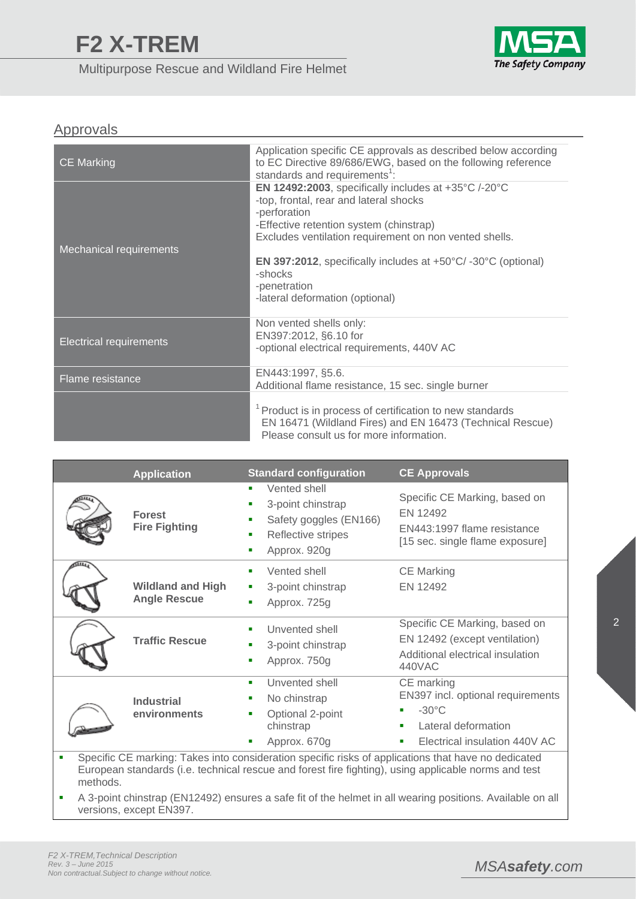## Approvals

| | |
|---|---|
| CE Marking | Application specific CE approvals as described below according to EC Directive 89/686/EWG, based on the following reference standards and requirements[1]: |
| Mechanical requirements | **EN 12492:2003**, specifically includes at +35°C /-20°C<br>-top, frontal, rear and lateral shocks<br>-perforation<br>-Effective retention system (chinstrap)<br>Excludes ventilation requirement on non vented shells.<br><br>**EN 397:2012**, specifically includes at +50°C/ -30°C (optional)<br>-shocks<br>-penetration<br>-lateral deformation (optional) |
| Electrical requirements | Non vented shells only:<br>EN397:2012, §6.10 for<br>-optional electrical requirements, 440V AC |
| Flame resistance | EN443:1997, §5.6.<br>Additional flame resistance, 15 sec. single burner |
| | [1] Product is in process of certification to new standards EN 16471 (Wildland Fires) and EN 16473 (Technical Rescue) Please consult us for more information. |

| Application | Standard configuration | CE Approvals |
|---|---|---|
| **Forest Fire Fighting** | ▪ Vented shell<br>▪ 3-point chinstrap<br>▪ Safety goggles (EN166)<br>▪ Reflective stripes<br>▪ Approx. 920g | Specific CE Marking, based on EN 12492<br>EN443:1997 flame resistance [15 sec. single flame exposure] |
| **Wildland and High Angle Rescue** | ▪ Vented shell<br>▪ 3-point chinstrap<br>▪ Approx. 725g | CE Marking<br>EN 12492 |
| **Traffic Rescue** | ▪ Unvented shell<br>▪ 3-point chinstrap<br>▪ Approx. 750g | Specific CE Marking, based on EN 12492 (except ventilation)<br>Additional electrical insulation 440VAC |
| **Industrial environments** | ▪ Unvented shell<br>▪ No chinstrap<br>▪ Optional 2-point chinstrap<br>▪ Approx. 670g | CE marking<br>EN397 incl. optional requirements<br>▪ -30°C<br>▪ Lateral deformation<br>▪ Electrical insulation 440V AC |

- Specific CE marking: Takes into consideration specific risks of applications that have no dedicated European standards (i.e. technical rescue and forest fire fighting), using applicable norms and test methods.
- A 3-point chinstrap (EN12492) ensures a safe fit of the helmet in all wearing positions. Available on all versions, except EN397.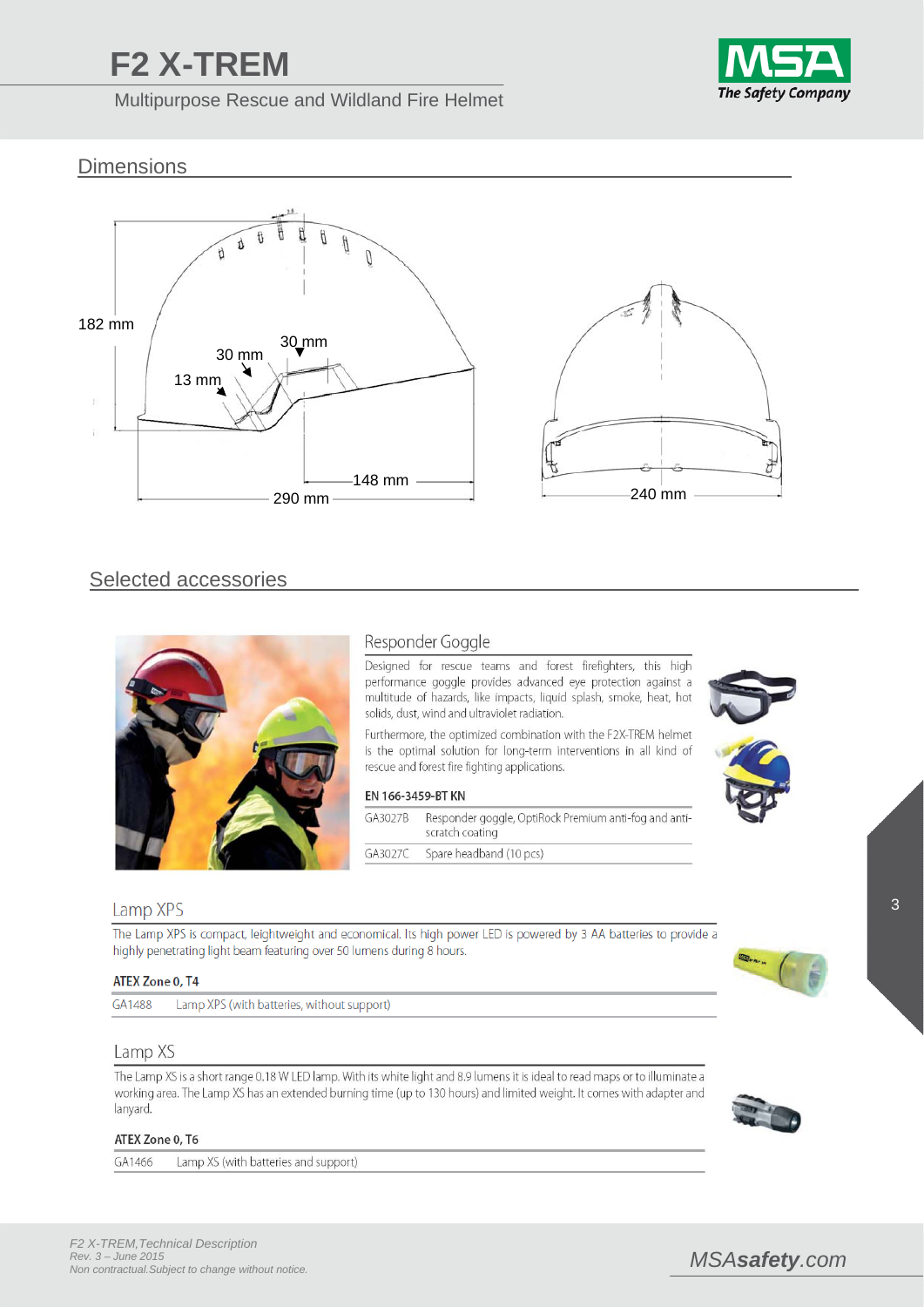## Dimensions

182 mm

30 mm

30 mm

13 mm

148 mm

290 mm

240 mm

## Selected accessories

### Responder Goggle

Designed for rescue teams and forest firefighters, this high performance goggle provides advanced eye protection against a multitude of hazards, like impacts, liquid splash, smoke, heat, hot solids, dust, wind and ultraviolet radiation.

Furthermore, the optimized combination with the F2X-TREM helmet is the optimal solution for long-term interventions in all kind of rescue and forest fire fighting applications.

**EN 166-3459-BT KN**

| | |
|---|---|
| GA3027B | Responder goggle, OptiRock Premium anti-fog and anti-scratch coating |
| GA3027C | Spare headband (10 pcs) |

### Lamp XPS

The Lamp XPS is compact, leightweight and economical. Its high power LED is powered by 3 AA batteries to provide a highly penetrating light beam featuring over 50 lumens during 8 hours.

**ATEX Zone 0, T4**

| | |
|---|---|
| GA1488 | Lamp XPS (with batteries, without support) |

### Lamp XS

The Lamp XS is a short range 0.18 W LED lamp. With its white light and 8.9 lumens it is ideal to read maps or to illuminate a working area. The Lamp XS has an extended burning time (up to 130 hours) and limited weight. It comes with adapter and lanyard.

**ATEX Zone 0, T6**

| | |
|---|---|
| GA1466 | Lamp XS (with batteries and support) |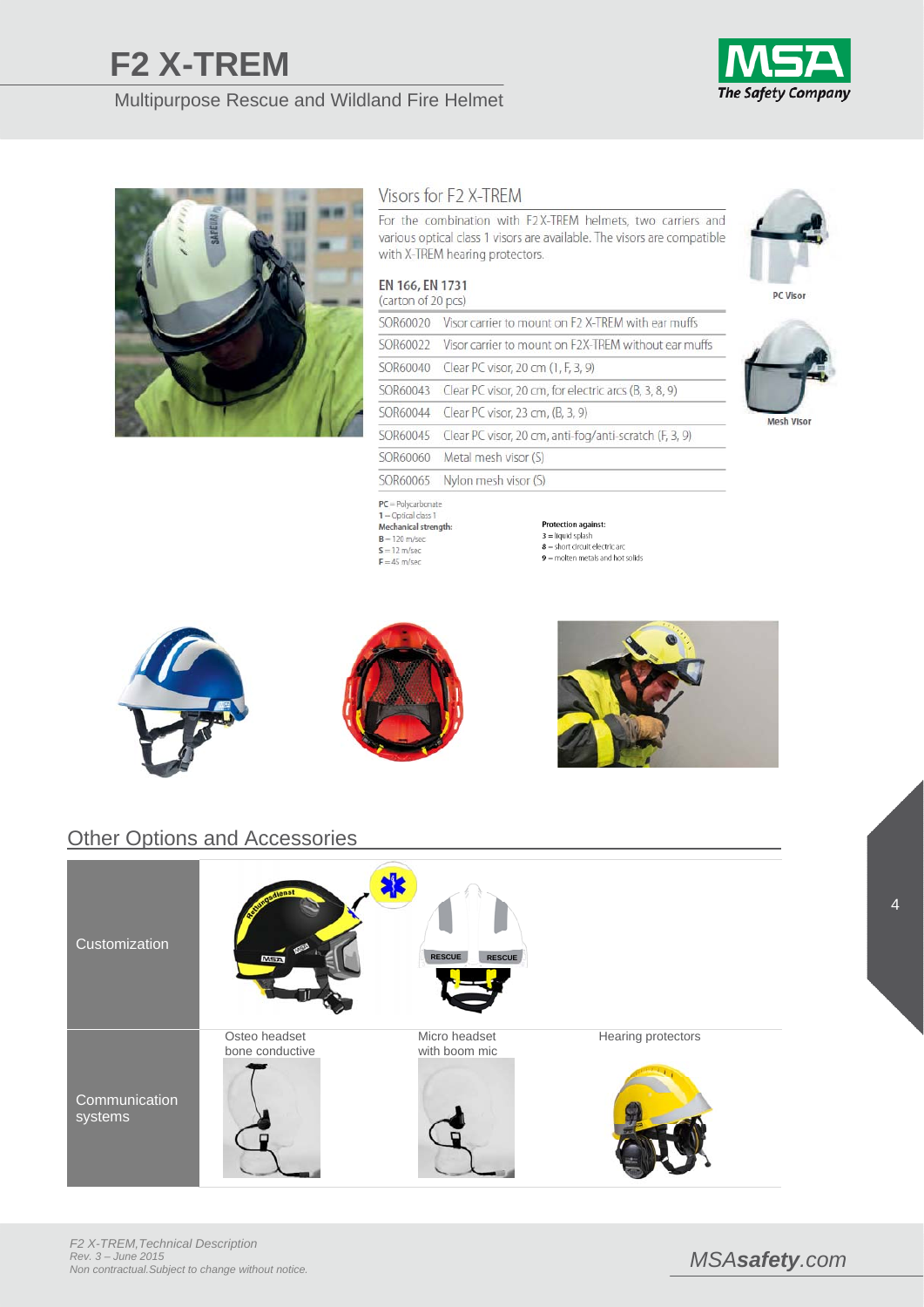## Visors for F2 X-TREM

For the combination with F2X-TREM helmets, two carriers and various optical class 1 visors are available. The visors are compatible with X-TREM hearing protectors.

**EN 166, EN 1731**
(carton of 20 pcs)

| | |
|---|---|
| SOR60020 | Visor carrier to mount on F2 X-TREM with ear muffs |
| SOR60022 | Visor carrier to mount on F2X-TREM without ear muffs |
| SOR60040 | Clear PC visor, 20 cm (1, F, 3, 9) |
| SOR60043 | Clear PC visor, 20 cm, for electric arcs (B, 3, 8, 9) |
| SOR60044 | Clear PC visor, 23 cm, (B, 3, 9) |
| SOR60045 | Clear PC visor, 20 cm, anti-fog/anti-scratch (F, 3, 9) |
| SOR60060 | Metal mesh visor (S) |
| SOR60065 | Nylon mesh visor (S) |

**PC** = Polycarbonate
**1** – Optical class 1
**Mechanical strength:**
**B** – 120 m/sec
**S** – 12 m/sec
**F** – 45 m/sec

**Protection against:**
**3** = liquid splash
**8** – short circuit electric arc
**9** – molten metals and hot solids

PC Visor

Mesh Visor

## Other Options and Accessories

| | | | |
|---|---|---|---|
| Customization | | | |
| Communication systems | Osteo headset bone conductive | Micro headset with boom mic | Hearing protectors |

*F2 X-TREM,Technical Description*
*Rev. 3 – June 2015*
*Non contractual.Subject to change without notice.*

*MSA**safety**.com*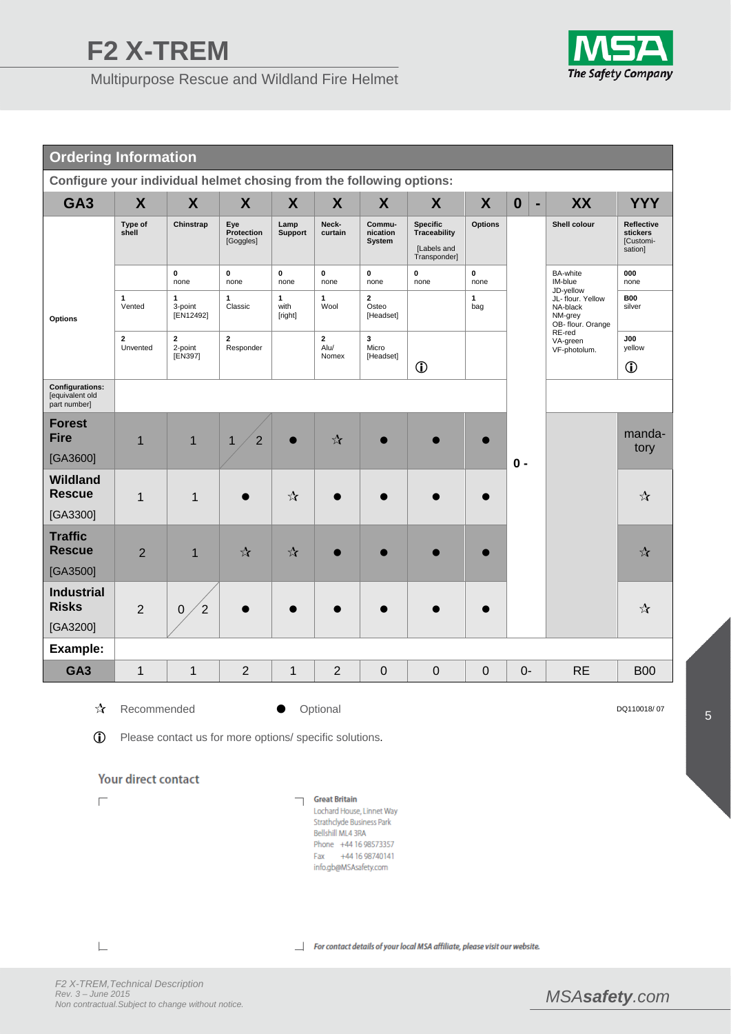# F2 X-TREM

Multipurpose Rescue and Wildland Fire Helmet

## Ordering Information

**Configure your individual helmet chosing from the following options:**

| GA3 | X | X | X | X | X | X | X | X | 0 - | XX | YYY |
|---|---|---|---|---|---|---|---|---|---|---|---|
| | Type of shell | Chinstrap | Eye Protection [Goggles] | Lamp Support | Neck-curtain | Commu-nication System | Specific Traceability [Labels and Transponder] | Options | | Shell colour | Reflective stickers [Customi-sation] |
| Options | 0 none | 0 none | 0 none | 0 none | 0 none | 0 none | 0 none | 0 none | | BA-white IM-blue JD-yellow JL- flour. Yellow NA-black NM-grey OB- flour. Orange RE-red VA-green VF-photolum. | 000 none |
| | 1 Vented | 1 3-point [EN12492] | 1 Classic | 1 with [right] | 1 Wool | 2 Osteo [Headset] | | 1 bag | | | B00 silver |
| | 2 Unvented | 2 2-point [EN397] | 2 Responder | | 2 Alu/ Nomex | 3 Micro [Headset] | ⓘ | | | | J00 yellow ⓘ |
| Configurations: [equivalent old part number] | | | | | | | | | | | |
| **Forest Fire** [GA3600] | 1 | 1 | 1 / 2 | ● | ☆ | ● | ● | ● | 0 - | | manda-tory |
| **Wildland Rescue** [GA3300] | 1 | 1 | ● | ☆ | ● | ● | ● | ● | | | ☆ |
| **Traffic Rescue** [GA3500] | 2 | 1 | ☆ | ☆ | ● | ● | ● | ● | | | ☆ |
| **Industrial Risks** [GA3200] | 2 | 0 / 2 | ● | ● | ● | ● | ● | ● | | | ☆ |
| **Example:** | | | | | | | | | | | |
| GA3 | 1 | 1 | 2 | 1 | 2 | 0 | 0 | 0 | 0- | RE | B00 |

☆ Recommended ● Optional

DQ110018/ 07

ⓘ Please contact us for more options/ specific solutions.

Your direct contact

**Great Britain**
Lochard House, Linnet Way
Strathclyde Business Park
Bellshill ML4 3RA
Phone +44 16 98573357
Fax +44 16 98740141
info.gb@MSAsafety.com

*For contact details of your local MSA affiliate, please visit our website.*

*F2 X-TREM,Technical Description*
*Rev. 3 – June 2015*
*Non contractual.Subject to change without notice.*

MSA**safety**.com